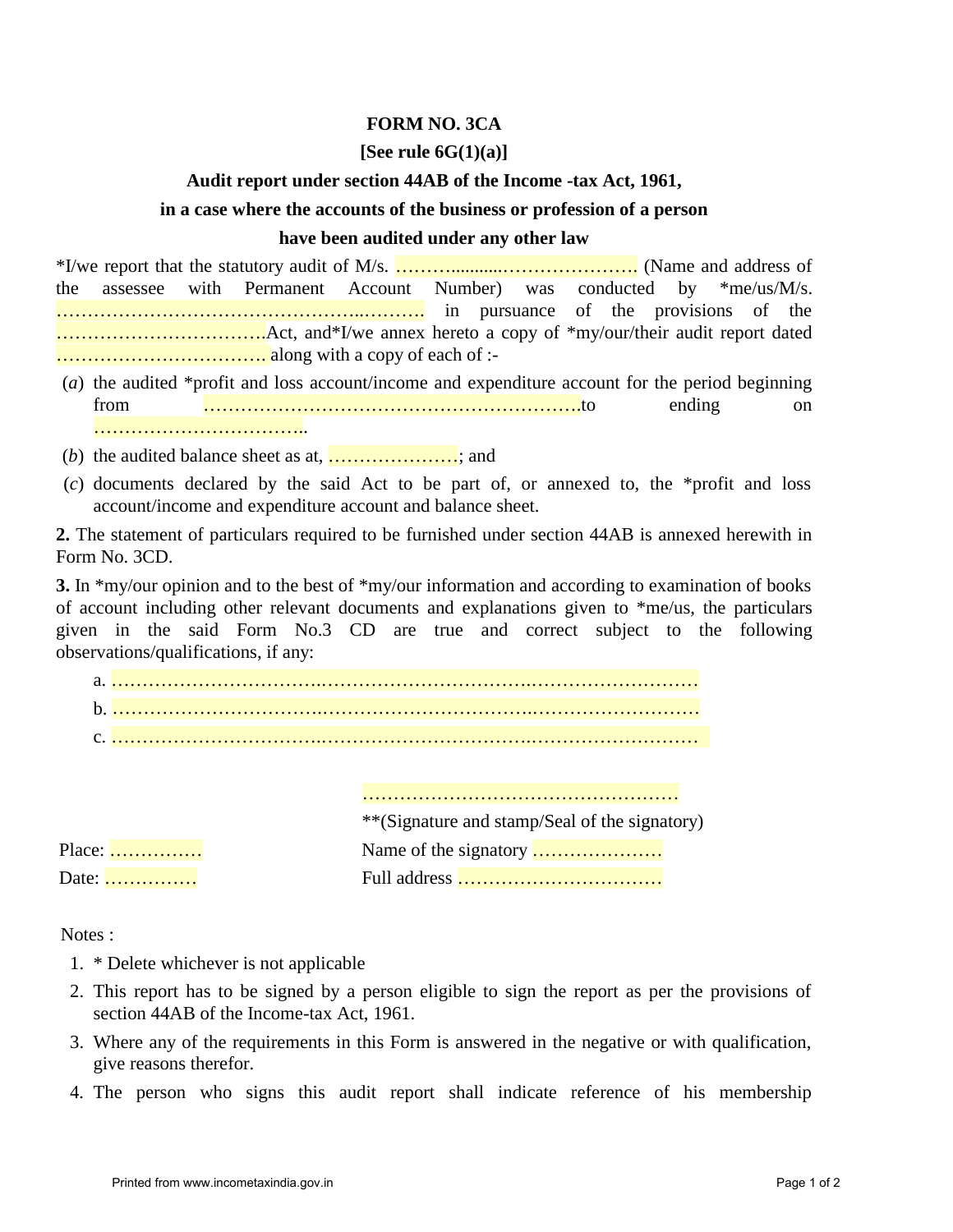**FORM NO. 3CA**

**[See rule 6G(1)(a)]**

**Audit report under section 44AB of the Income -tax Act, 1961,**

**in a case where the accounts of the business or profession of a person**

**have been audited under any other law**

*I/we report that the statutory audit of M/s. ……..........…………………. (Name and address of the assessee with Permanent Account Number) was conducted by *me/us/M/s. …………………………………………..………. in pursuance of the provisions of the …………………………….Act, and*I/we annex hereto a copy of *my/our/their audit report dated ……………………………. along with a copy of each of :-

(*a*) the audited *profit and loss account/income and expenditure account for the period beginning from …………………….………………………………….to ending on ……………………………..

(*b*) the audited balance sheet as at, …………………; and

(*c*) documents declared by the said Act to be part of, or annexed to, the *profit and loss account/income and expenditure account and balance sheet.

**2.** The statement of particulars required to be furnished under section 44AB is annexed herewith in Form No. 3CD.

**3.** In *my/our opinion and to the best of *my/our information and according to examination of books of account including other relevant documents and explanations given to *me/us, the particulars given in the said Form No.3 CD are true and correct subject to the following observations/qualifications, if any:

a. …………………………….…………………………….………………………

b. …………………………….…………………………….………………………

c. …………………………….…………………………….………………………

……………………………………………

**(Signature and stamp/Seal of the signatory)

Place: ……………

Date: ……………

Name of the signatory …………………

Full address ……………………………

Notes :

1. * Delete whichever is not applicable
2. This report has to be signed by a person eligible to sign the report as per the provisions of section 44AB of the Income-tax Act, 1961.
3. Where any of the requirements in this Form is answered in the negative or with qualification, give reasons therefor.
4. The person who signs this audit report shall indicate reference of his membership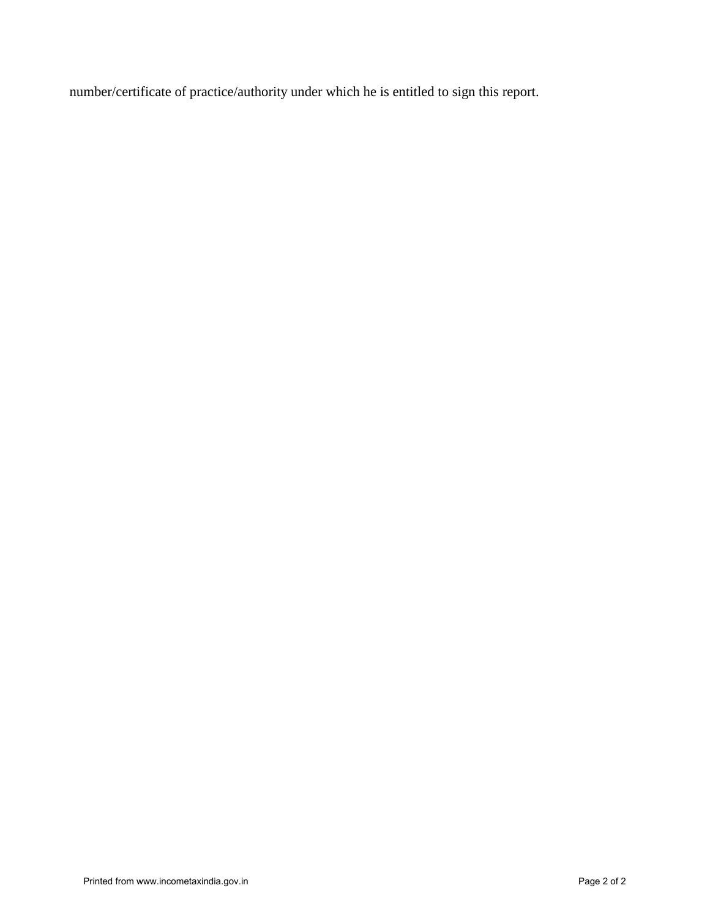number/certificate of practice/authority under which he is entitled to sign this report.